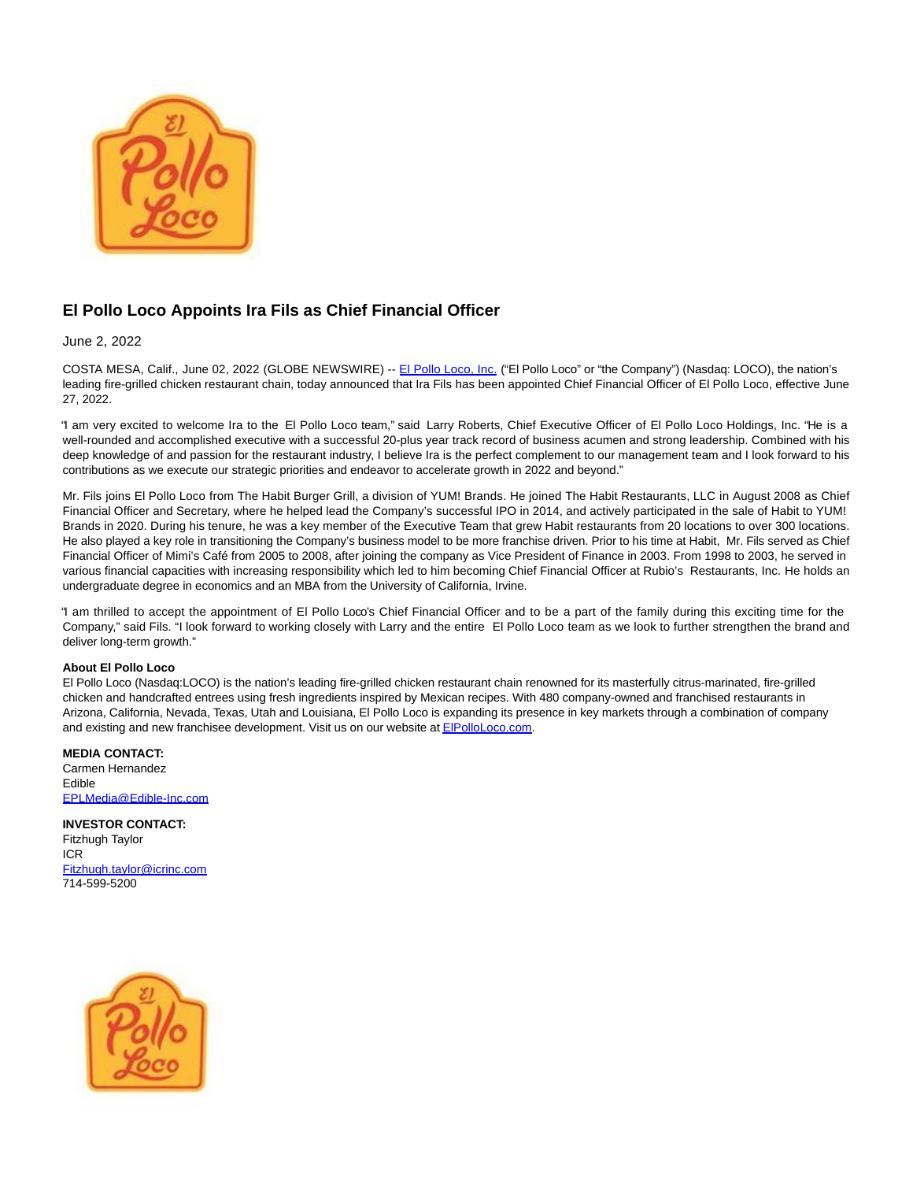# El Pollo Loco Appoints Ira Fils as Chief Financial Officer

June 2, 2022

COSTA MESA, Calif., June 02, 2022 (GLOBE NEWSWIRE) -- El Pollo Loco, Inc. ("El Pollo Loco" or "the Company") (Nasdaq: LOCO), the nation's leading fire-grilled chicken restaurant chain, today announced that Ira Fils has been appointed Chief Financial Officer of El Pollo Loco, effective June 27, 2022.

"I am very excited to welcome Ira to the El Pollo Loco team," said Larry Roberts, Chief Executive Officer of El Pollo Loco Holdings, Inc. "He is a well-rounded and accomplished executive with a successful 20-plus year track record of business acumen and strong leadership. Combined with his deep knowledge of and passion for the restaurant industry, I believe Ira is the perfect complement to our management team and I look forward to his contributions as we execute our strategic priorities and endeavor to accelerate growth in 2022 and beyond."

Mr. Fils joins El Pollo Loco from The Habit Burger Grill, a division of YUM! Brands. He joined The Habit Restaurants, LLC in August 2008 as Chief Financial Officer and Secretary, where he helped lead the Company's successful IPO in 2014, and actively participated in the sale of Habit to YUM! Brands in 2020. During his tenure, he was a key member of the Executive Team that grew Habit restaurants from 20 locations to over 300 locations. He also played a key role in transitioning the Company's business model to be more franchise driven. Prior to his time at Habit, Mr. Fils served as Chief Financial Officer of Mimi's Café from 2005 to 2008, after joining the company as Vice President of Finance in 2003. From 1998 to 2003, he served in various financial capacities with increasing responsibility which led to him becoming Chief Financial Officer at Rubio's Restaurants, Inc. He holds an undergraduate degree in economics and an MBA from the University of California, Irvine.

"I am thrilled to accept the appointment of El Pollo Loco's Chief Financial Officer and to be a part of the family during this exciting time for the Company," said Fils. "I look forward to working closely with Larry and the entire El Pollo Loco team as we look to further strengthen the brand and deliver long-term growth."

**About El Pollo Loco**
El Pollo Loco (Nasdaq:LOCO) is the nation's leading fire-grilled chicken restaurant chain renowned for its masterfully citrus-marinated, fire-grilled chicken and handcrafted entrees using fresh ingredients inspired by Mexican recipes. With 480 company-owned and franchised restaurants in Arizona, California, Nevada, Texas, Utah and Louisiana, El Pollo Loco is expanding its presence in key markets through a combination of company and existing and new franchisee development. Visit us on our website at ElPolloLoco.com.

**MEDIA CONTACT:**
Carmen Hernandez
Edible
EPLMedia@Edible-Inc.com

**INVESTOR CONTACT:**
Fitzhugh Taylor
ICR
Fitzhugh.taylor@icrinc.com
714-599-5200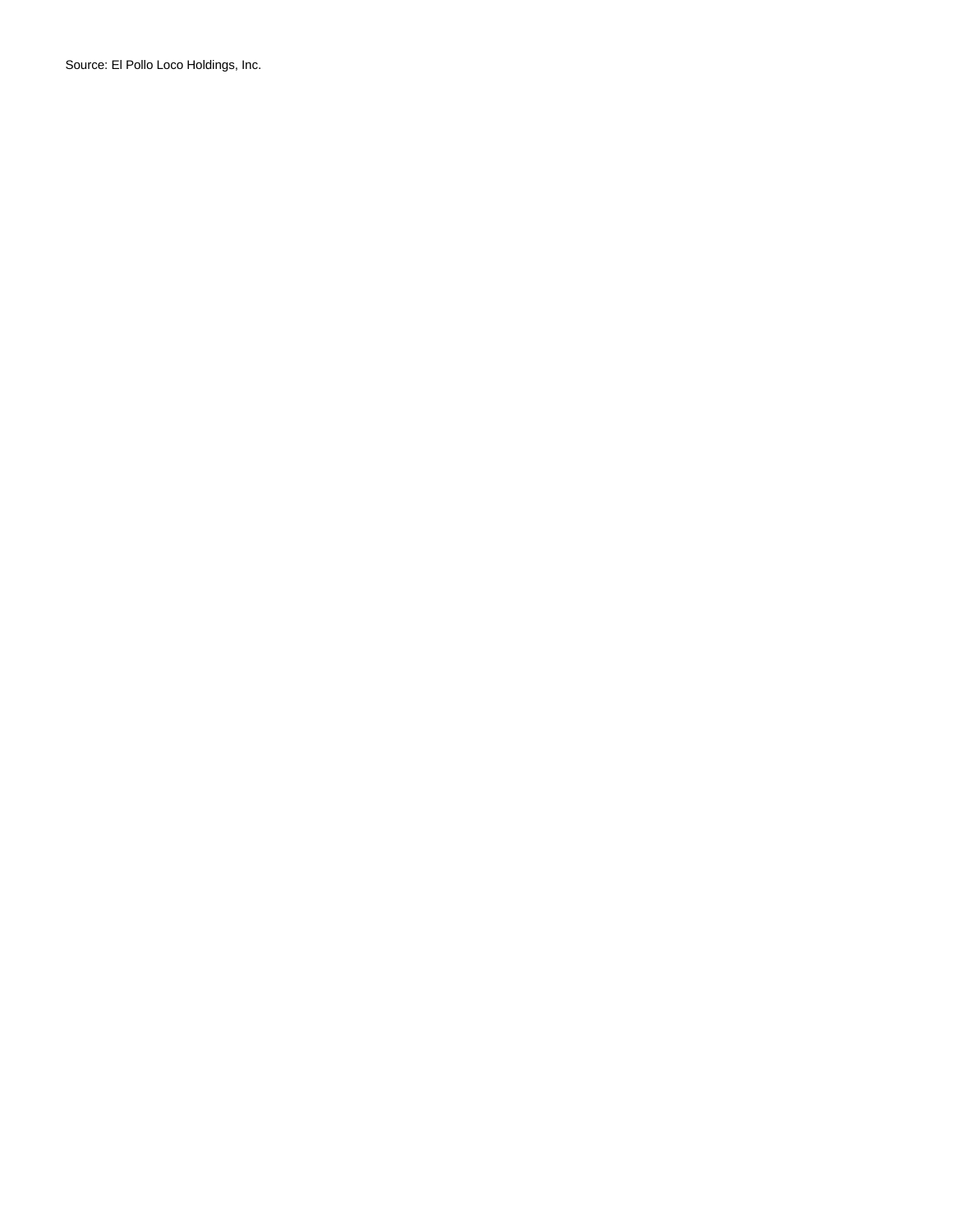Source: El Pollo Loco Holdings, Inc.